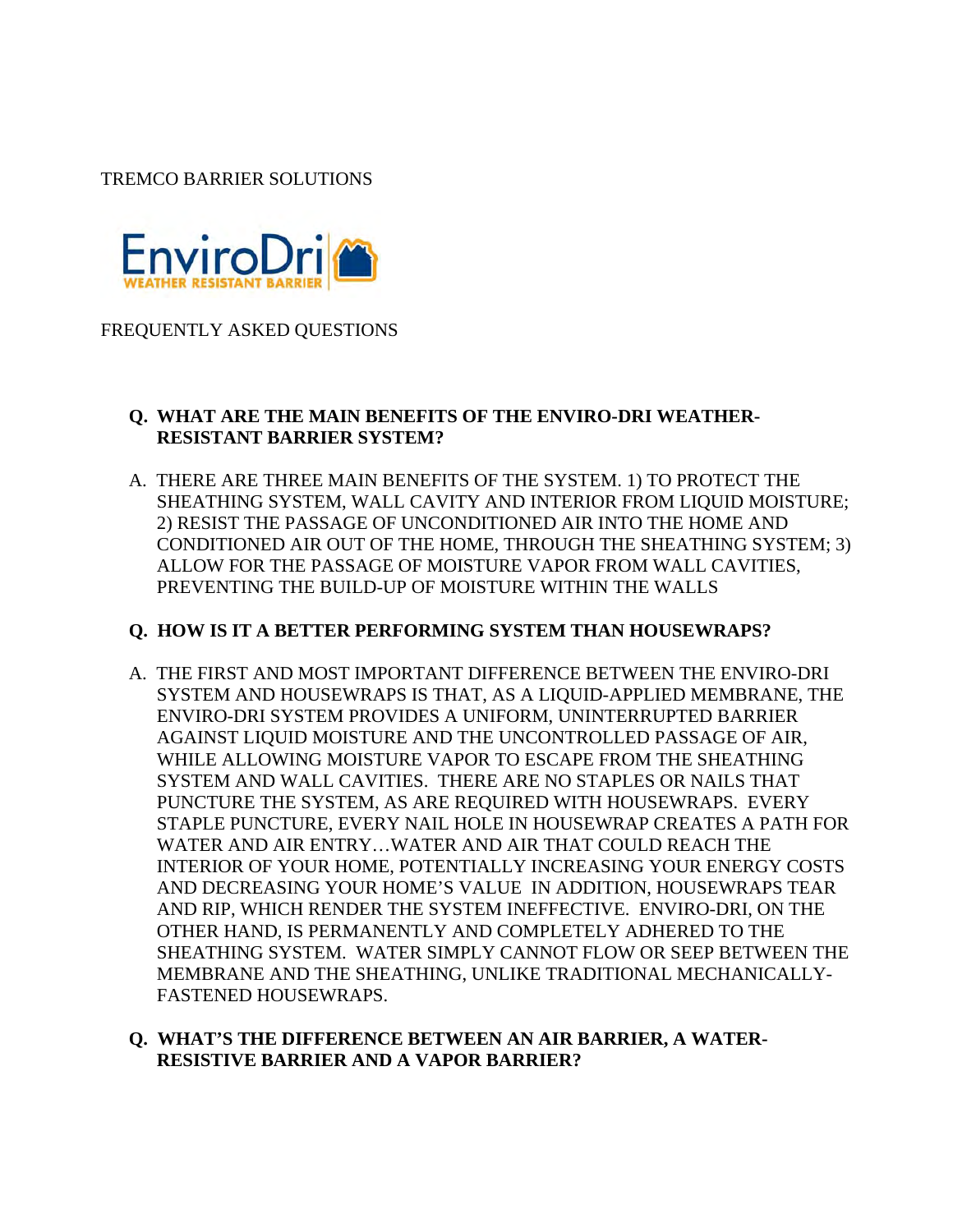TREMCO BARRIER SOLUTIONS

EnviroDri
WEATHER RESISTANT BARRIER

FREQUENTLY ASKED QUESTIONS

**Q. WHAT ARE THE MAIN BENEFITS OF THE ENVIRO-DRI WEATHER-RESISTANT BARRIER SYSTEM?**

A. THERE ARE THREE MAIN BENEFITS OF THE SYSTEM. 1) TO PROTECT THE SHEATHING SYSTEM, WALL CAVITY AND INTERIOR FROM LIQUID MOISTURE; 2) RESIST THE PASSAGE OF UNCONDITIONED AIR INTO THE HOME AND CONDITIONED AIR OUT OF THE HOME, THROUGH THE SHEATHING SYSTEM; 3) ALLOW FOR THE PASSAGE OF MOISTURE VAPOR FROM WALL CAVITIES, PREVENTING THE BUILD-UP OF MOISTURE WITHIN THE WALLS

**Q. HOW IS IT A BETTER PERFORMING SYSTEM THAN HOUSEWRAPS?**

A. THE FIRST AND MOST IMPORTANT DIFFERENCE BETWEEN THE ENVIRO-DRI SYSTEM AND HOUSEWRAPS IS THAT, AS A LIQUID-APPLIED MEMBRANE, THE ENVIRO-DRI SYSTEM PROVIDES A UNIFORM, UNINTERRUPTED BARRIER AGAINST LIQUID MOISTURE AND THE UNCONTROLLED PASSAGE OF AIR, WHILE ALLOWING MOISTURE VAPOR TO ESCAPE FROM THE SHEATHING SYSTEM AND WALL CAVITIES. THERE ARE NO STAPLES OR NAILS THAT PUNCTURE THE SYSTEM, AS ARE REQUIRED WITH HOUSEWRAPS. EVERY STAPLE PUNCTURE, EVERY NAIL HOLE IN HOUSEWRAP CREATES A PATH FOR WATER AND AIR ENTRY…WATER AND AIR THAT COULD REACH THE INTERIOR OF YOUR HOME, POTENTIALLY INCREASING YOUR ENERGY COSTS AND DECREASING YOUR HOME'S VALUE IN ADDITION, HOUSEWRAPS TEAR AND RIP, WHICH RENDER THE SYSTEM INEFFECTIVE. ENVIRO-DRI, ON THE OTHER HAND, IS PERMANENTLY AND COMPLETELY ADHERED TO THE SHEATHING SYSTEM. WATER SIMPLY CANNOT FLOW OR SEEP BETWEEN THE MEMBRANE AND THE SHEATHING, UNLIKE TRADITIONAL MECHANICALLY-FASTENED HOUSEWRAPS.

**Q. WHAT'S THE DIFFERENCE BETWEEN AN AIR BARRIER, A WATER-RESISTIVE BARRIER AND A VAPOR BARRIER?**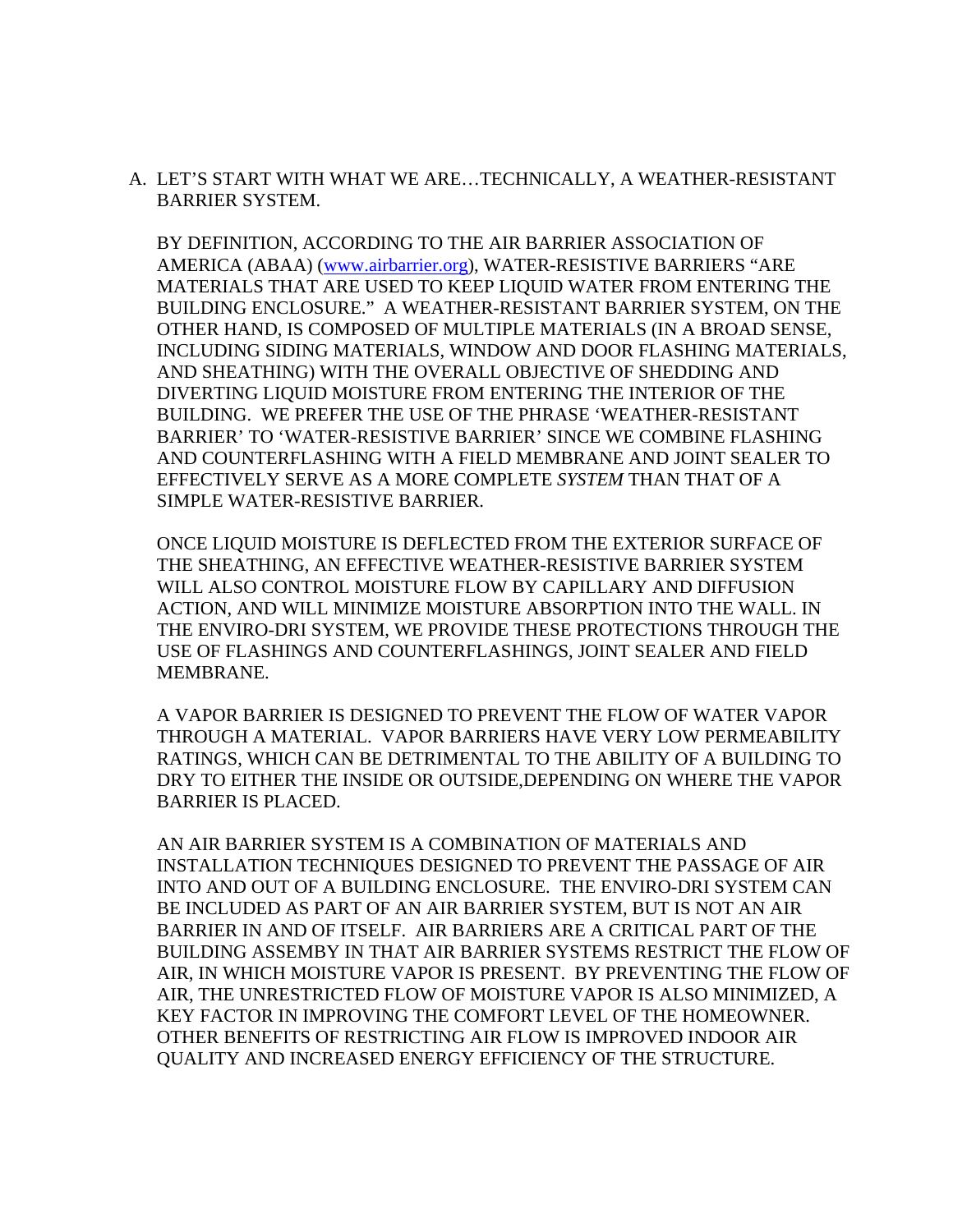A. LET'S START WITH WHAT WE ARE…TECHNICALLY, A WEATHER-RESISTANT BARRIER SYSTEM.

BY DEFINITION, ACCORDING TO THE AIR BARRIER ASSOCIATION OF AMERICA (ABAA) (www.airbarrier.org), WATER-RESISTIVE BARRIERS "ARE MATERIALS THAT ARE USED TO KEEP LIQUID WATER FROM ENTERING THE BUILDING ENCLOSURE." A WEATHER-RESISTANT BARRIER SYSTEM, ON THE OTHER HAND, IS COMPOSED OF MULTIPLE MATERIALS (IN A BROAD SENSE, INCLUDING SIDING MATERIALS, WINDOW AND DOOR FLASHING MATERIALS, AND SHEATHING) WITH THE OVERALL OBJECTIVE OF SHEDDING AND DIVERTING LIQUID MOISTURE FROM ENTERING THE INTERIOR OF THE BUILDING. WE PREFER THE USE OF THE PHRASE 'WEATHER-RESISTANT BARRIER' TO 'WATER-RESISTIVE BARRIER' SINCE WE COMBINE FLASHING AND COUNTERFLASHING WITH A FIELD MEMBRANE AND JOINT SEALER TO EFFECTIVELY SERVE AS A MORE COMPLETE *SYSTEM* THAN THAT OF A SIMPLE WATER-RESISTIVE BARRIER.

ONCE LIQUID MOISTURE IS DEFLECTED FROM THE EXTERIOR SURFACE OF THE SHEATHING, AN EFFECTIVE WEATHER-RESISTIVE BARRIER SYSTEM WILL ALSO CONTROL MOISTURE FLOW BY CAPILLARY AND DIFFUSION ACTION, AND WILL MINIMIZE MOISTURE ABSORPTION INTO THE WALL. IN THE ENVIRO-DRI SYSTEM, WE PROVIDE THESE PROTECTIONS THROUGH THE USE OF FLASHINGS AND COUNTERFLASHINGS, JOINT SEALER AND FIELD MEMBRANE.

A VAPOR BARRIER IS DESIGNED TO PREVENT THE FLOW OF WATER VAPOR THROUGH A MATERIAL. VAPOR BARRIERS HAVE VERY LOW PERMEABILITY RATINGS, WHICH CAN BE DETRIMENTAL TO THE ABILITY OF A BUILDING TO DRY TO EITHER THE INSIDE OR OUTSIDE,DEPENDING ON WHERE THE VAPOR BARRIER IS PLACED.

AN AIR BARRIER SYSTEM IS A COMBINATION OF MATERIALS AND INSTALLATION TECHNIQUES DESIGNED TO PREVENT THE PASSAGE OF AIR INTO AND OUT OF A BUILDING ENCLOSURE. THE ENVIRO-DRI SYSTEM CAN BE INCLUDED AS PART OF AN AIR BARRIER SYSTEM, BUT IS NOT AN AIR BARRIER IN AND OF ITSELF. AIR BARRIERS ARE A CRITICAL PART OF THE BUILDING ASSEMBY IN THAT AIR BARRIER SYSTEMS RESTRICT THE FLOW OF AIR, IN WHICH MOISTURE VAPOR IS PRESENT. BY PREVENTING THE FLOW OF AIR, THE UNRESTRICTED FLOW OF MOISTURE VAPOR IS ALSO MINIMIZED, A KEY FACTOR IN IMPROVING THE COMFORT LEVEL OF THE HOMEOWNER. OTHER BENEFITS OF RESTRICTING AIR FLOW IS IMPROVED INDOOR AIR QUALITY AND INCREASED ENERGY EFFICIENCY OF THE STRUCTURE.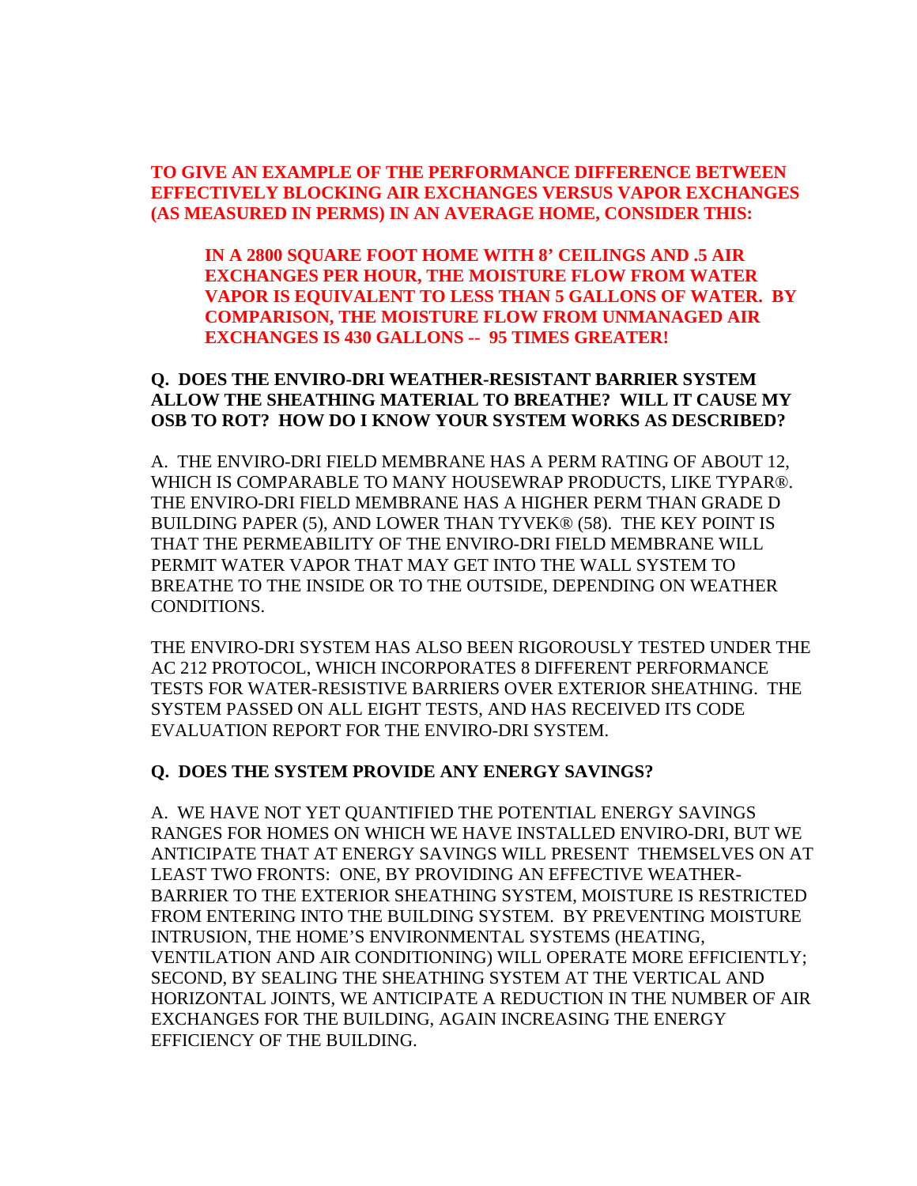**TO GIVE AN EXAMPLE OF THE PERFORMANCE DIFFERENCE BETWEEN EFFECTIVELY BLOCKING AIR EXCHANGES VERSUS VAPOR EXCHANGES (AS MEASURED IN PERMS) IN AN AVERAGE HOME, CONSIDER THIS:**

> **IN A 2800 SQUARE FOOT HOME WITH 8' CEILINGS AND .5 AIR EXCHANGES PER HOUR, THE MOISTURE FLOW FROM WATER VAPOR IS EQUIVALENT TO LESS THAN 5 GALLONS OF WATER. BY COMPARISON, THE MOISTURE FLOW FROM UNMANAGED AIR EXCHANGES IS 430 GALLONS -- 95 TIMES GREATER!**

**Q. DOES THE ENVIRO-DRI WEATHER-RESISTANT BARRIER SYSTEM ALLOW THE SHEATHING MATERIAL TO BREATHE? WILL IT CAUSE MY OSB TO ROT? HOW DO I KNOW YOUR SYSTEM WORKS AS DESCRIBED?**

A. THE ENVIRO-DRI FIELD MEMBRANE HAS A PERM RATING OF ABOUT 12, WHICH IS COMPARABLE TO MANY HOUSEWRAP PRODUCTS, LIKE TYPAR®. THE ENVIRO-DRI FIELD MEMBRANE HAS A HIGHER PERM THAN GRADE D BUILDING PAPER (5), AND LOWER THAN TYVEK® (58). THE KEY POINT IS THAT THE PERMEABILITY OF THE ENVIRO-DRI FIELD MEMBRANE WILL PERMIT WATER VAPOR THAT MAY GET INTO THE WALL SYSTEM TO BREATHE TO THE INSIDE OR TO THE OUTSIDE, DEPENDING ON WEATHER CONDITIONS.

THE ENVIRO-DRI SYSTEM HAS ALSO BEEN RIGOROUSLY TESTED UNDER THE AC 212 PROTOCOL, WHICH INCORPORATES 8 DIFFERENT PERFORMANCE TESTS FOR WATER-RESISTIVE BARRIERS OVER EXTERIOR SHEATHING. THE SYSTEM PASSED ON ALL EIGHT TESTS, AND HAS RECEIVED ITS CODE EVALUATION REPORT FOR THE ENVIRO-DRI SYSTEM.

**Q. DOES THE SYSTEM PROVIDE ANY ENERGY SAVINGS?**

A. WE HAVE NOT YET QUANTIFIED THE POTENTIAL ENERGY SAVINGS RANGES FOR HOMES ON WHICH WE HAVE INSTALLED ENVIRO-DRI, BUT WE ANTICIPATE THAT AT ENERGY SAVINGS WILL PRESENT THEMSELVES ON AT LEAST TWO FRONTS: ONE, BY PROVIDING AN EFFECTIVE WEATHER-BARRIER TO THE EXTERIOR SHEATHING SYSTEM, MOISTURE IS RESTRICTED FROM ENTERING INTO THE BUILDING SYSTEM. BY PREVENTING MOISTURE INTRUSION, THE HOME'S ENVIRONMENTAL SYSTEMS (HEATING, VENTILATION AND AIR CONDITIONING) WILL OPERATE MORE EFFICIENTLY; SECOND, BY SEALING THE SHEATHING SYSTEM AT THE VERTICAL AND HORIZONTAL JOINTS, WE ANTICIPATE A REDUCTION IN THE NUMBER OF AIR EXCHANGES FOR THE BUILDING, AGAIN INCREASING THE ENERGY EFFICIENCY OF THE BUILDING.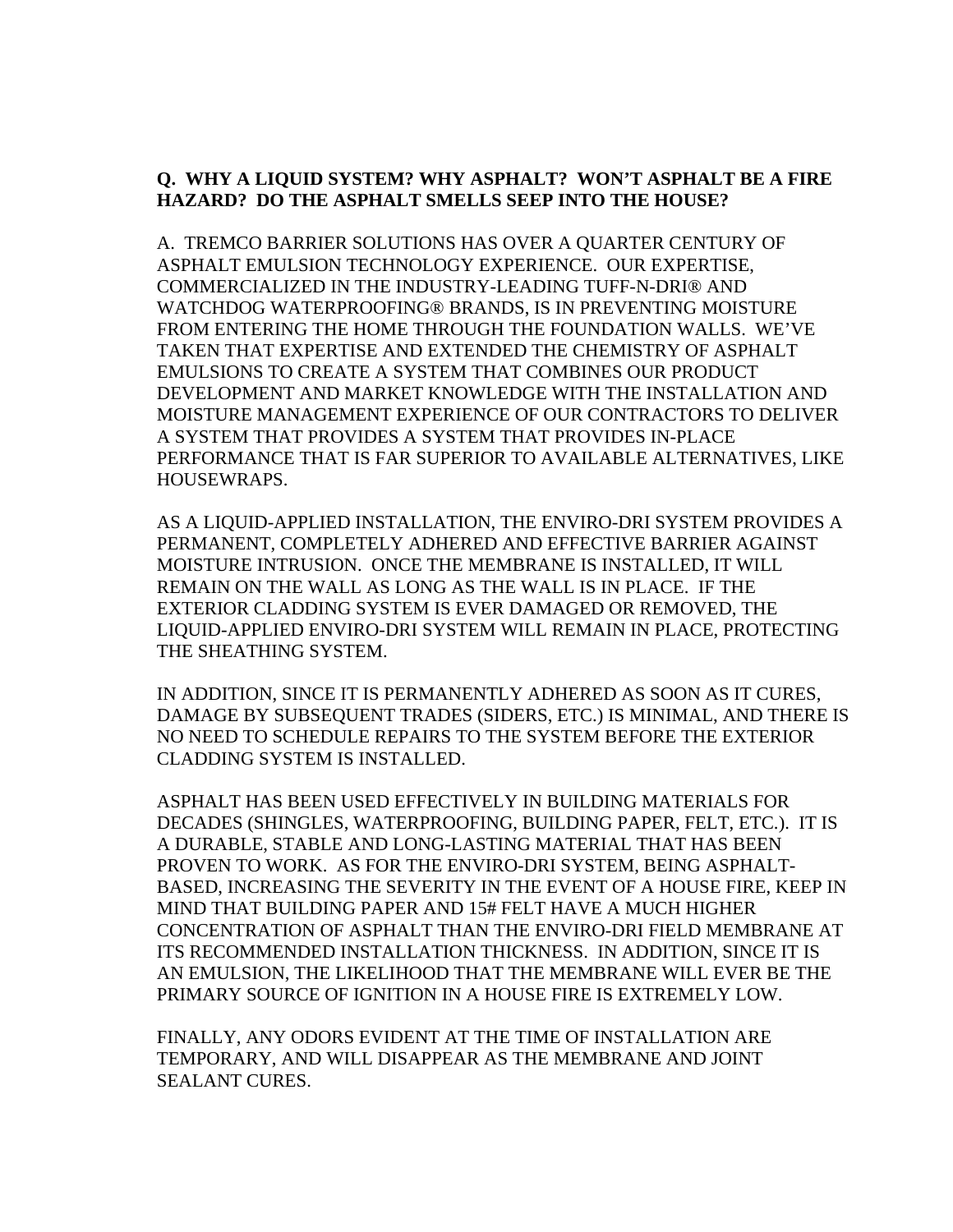**Q. WHY A LIQUID SYSTEM? WHY ASPHALT? WON'T ASPHALT BE A FIRE HAZARD? DO THE ASPHALT SMELLS SEEP INTO THE HOUSE?**

A. TREMCO BARRIER SOLUTIONS HAS OVER A QUARTER CENTURY OF ASPHALT EMULSION TECHNOLOGY EXPERIENCE. OUR EXPERTISE, COMMERCIALIZED IN THE INDUSTRY-LEADING TUFF-N-DRI® AND WATCHDOG WATERPROOFING® BRANDS, IS IN PREVENTING MOISTURE FROM ENTERING THE HOME THROUGH THE FOUNDATION WALLS. WE'VE TAKEN THAT EXPERTISE AND EXTENDED THE CHEMISTRY OF ASPHALT EMULSIONS TO CREATE A SYSTEM THAT COMBINES OUR PRODUCT DEVELOPMENT AND MARKET KNOWLEDGE WITH THE INSTALLATION AND MOISTURE MANAGEMENT EXPERIENCE OF OUR CONTRACTORS TO DELIVER A SYSTEM THAT PROVIDES A SYSTEM THAT PROVIDES IN-PLACE PERFORMANCE THAT IS FAR SUPERIOR TO AVAILABLE ALTERNATIVES, LIKE HOUSEWRAPS.

AS A LIQUID-APPLIED INSTALLATION, THE ENVIRO-DRI SYSTEM PROVIDES A PERMANENT, COMPLETELY ADHERED AND EFFECTIVE BARRIER AGAINST MOISTURE INTRUSION. ONCE THE MEMBRANE IS INSTALLED, IT WILL REMAIN ON THE WALL AS LONG AS THE WALL IS IN PLACE. IF THE EXTERIOR CLADDING SYSTEM IS EVER DAMAGED OR REMOVED, THE LIQUID-APPLIED ENVIRO-DRI SYSTEM WILL REMAIN IN PLACE, PROTECTING THE SHEATHING SYSTEM.

IN ADDITION, SINCE IT IS PERMANENTLY ADHERED AS SOON AS IT CURES, DAMAGE BY SUBSEQUENT TRADES (SIDERS, ETC.) IS MINIMAL, AND THERE IS NO NEED TO SCHEDULE REPAIRS TO THE SYSTEM BEFORE THE EXTERIOR CLADDING SYSTEM IS INSTALLED.

ASPHALT HAS BEEN USED EFFECTIVELY IN BUILDING MATERIALS FOR DECADES (SHINGLES, WATERPROOFING, BUILDING PAPER, FELT, ETC.). IT IS A DURABLE, STABLE AND LONG-LASTING MATERIAL THAT HAS BEEN PROVEN TO WORK. AS FOR THE ENVIRO-DRI SYSTEM, BEING ASPHALT-BASED, INCREASING THE SEVERITY IN THE EVENT OF A HOUSE FIRE, KEEP IN MIND THAT BUILDING PAPER AND 15# FELT HAVE A MUCH HIGHER CONCENTRATION OF ASPHALT THAN THE ENVIRO-DRI FIELD MEMBRANE AT ITS RECOMMENDED INSTALLATION THICKNESS. IN ADDITION, SINCE IT IS AN EMULSION, THE LIKELIHOOD THAT THE MEMBRANE WILL EVER BE THE PRIMARY SOURCE OF IGNITION IN A HOUSE FIRE IS EXTREMELY LOW.

FINALLY, ANY ODORS EVIDENT AT THE TIME OF INSTALLATION ARE TEMPORARY, AND WILL DISAPPEAR AS THE MEMBRANE AND JOINT SEALANT CURES.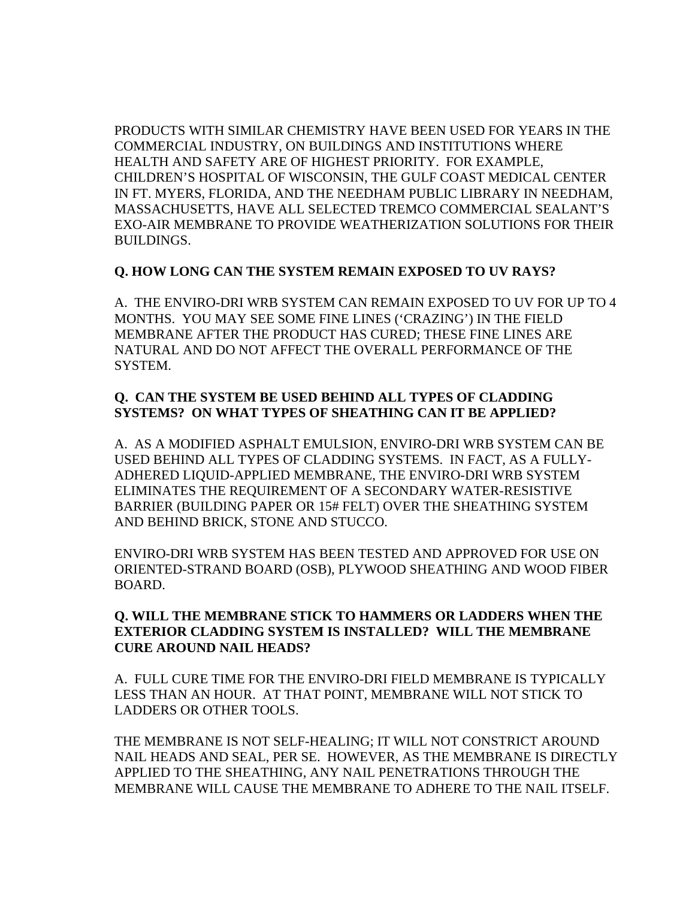PRODUCTS WITH SIMILAR CHEMISTRY HAVE BEEN USED FOR YEARS IN THE COMMERCIAL INDUSTRY, ON BUILDINGS AND INSTITUTIONS WHERE HEALTH AND SAFETY ARE OF HIGHEST PRIORITY. FOR EXAMPLE, CHILDREN'S HOSPITAL OF WISCONSIN, THE GULF COAST MEDICAL CENTER IN FT. MYERS, FLORIDA, AND THE NEEDHAM PUBLIC LIBRARY IN NEEDHAM, MASSACHUSETTS, HAVE ALL SELECTED TREMCO COMMERCIAL SEALANT'S EXO-AIR MEMBRANE TO PROVIDE WEATHERIZATION SOLUTIONS FOR THEIR BUILDINGS.

**Q. HOW LONG CAN THE SYSTEM REMAIN EXPOSED TO UV RAYS?**

A. THE ENVIRO-DRI WRB SYSTEM CAN REMAIN EXPOSED TO UV FOR UP TO 4 MONTHS. YOU MAY SEE SOME FINE LINES ('CRAZING') IN THE FIELD MEMBRANE AFTER THE PRODUCT HAS CURED; THESE FINE LINES ARE NATURAL AND DO NOT AFFECT THE OVERALL PERFORMANCE OF THE SYSTEM.

**Q. CAN THE SYSTEM BE USED BEHIND ALL TYPES OF CLADDING SYSTEMS? ON WHAT TYPES OF SHEATHING CAN IT BE APPLIED?**

A. AS A MODIFIED ASPHALT EMULSION, ENVIRO-DRI WRB SYSTEM CAN BE USED BEHIND ALL TYPES OF CLADDING SYSTEMS. IN FACT, AS A FULLY-ADHERED LIQUID-APPLIED MEMBRANE, THE ENVIRO-DRI WRB SYSTEM ELIMINATES THE REQUIREMENT OF A SECONDARY WATER-RESISTIVE BARRIER (BUILDING PAPER OR 15# FELT) OVER THE SHEATHING SYSTEM AND BEHIND BRICK, STONE AND STUCCO.

ENVIRO-DRI WRB SYSTEM HAS BEEN TESTED AND APPROVED FOR USE ON ORIENTED-STRAND BOARD (OSB), PLYWOOD SHEATHING AND WOOD FIBER BOARD.

**Q. WILL THE MEMBRANE STICK TO HAMMERS OR LADDERS WHEN THE EXTERIOR CLADDING SYSTEM IS INSTALLED? WILL THE MEMBRANE CURE AROUND NAIL HEADS?**

A. FULL CURE TIME FOR THE ENVIRO-DRI FIELD MEMBRANE IS TYPICALLY LESS THAN AN HOUR. AT THAT POINT, MEMBRANE WILL NOT STICK TO LADDERS OR OTHER TOOLS.

THE MEMBRANE IS NOT SELF-HEALING; IT WILL NOT CONSTRICT AROUND NAIL HEADS AND SEAL, PER SE. HOWEVER, AS THE MEMBRANE IS DIRECTLY APPLIED TO THE SHEATHING, ANY NAIL PENETRATIONS THROUGH THE MEMBRANE WILL CAUSE THE MEMBRANE TO ADHERE TO THE NAIL ITSELF.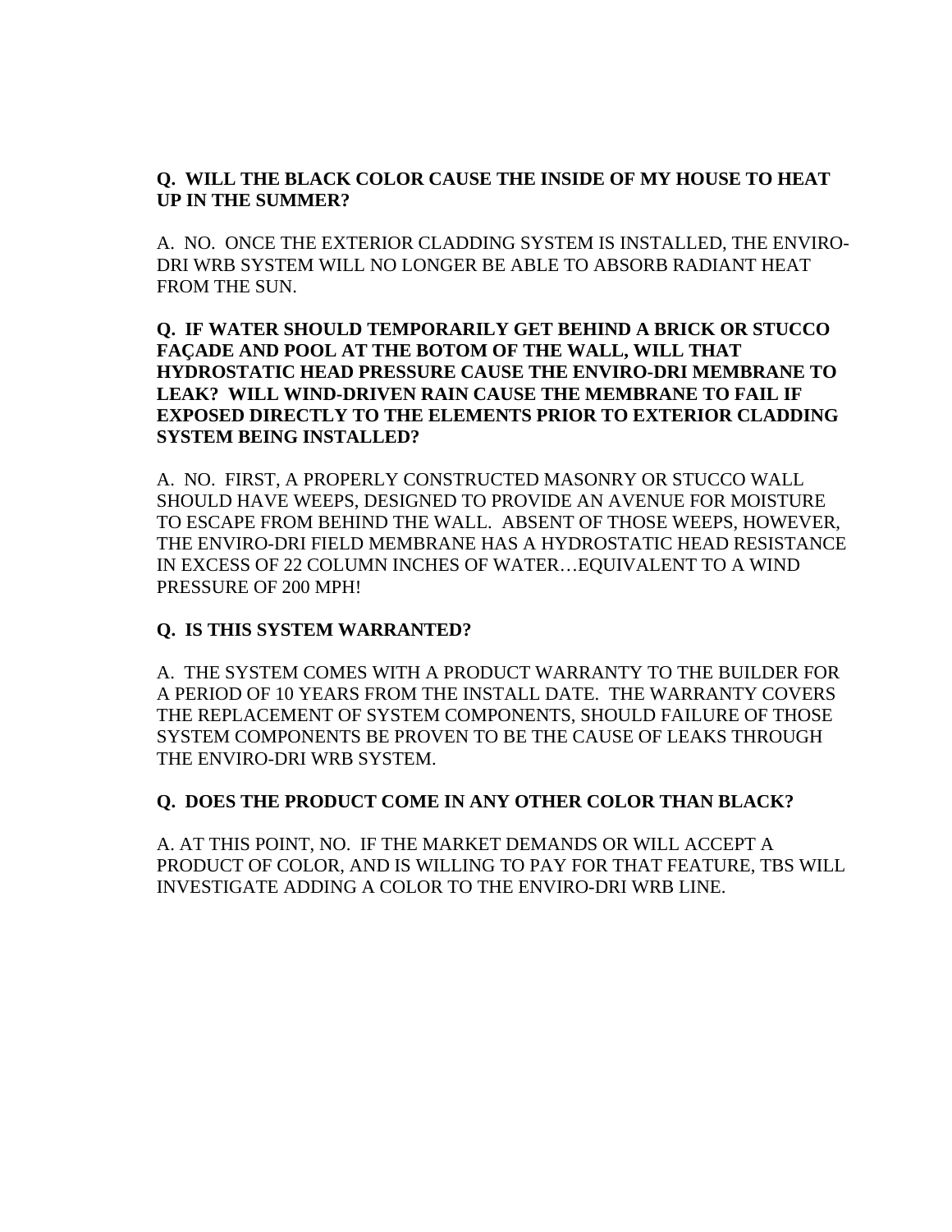**Q. WILL THE BLACK COLOR CAUSE THE INSIDE OF MY HOUSE TO HEAT UP IN THE SUMMER?**

A. NO. ONCE THE EXTERIOR CLADDING SYSTEM IS INSTALLED, THE ENVIRO-DRI WRB SYSTEM WILL NO LONGER BE ABLE TO ABSORB RADIANT HEAT FROM THE SUN.

**Q. IF WATER SHOULD TEMPORARILY GET BEHIND A BRICK OR STUCCO FAÇADE AND POOL AT THE BOTOM OF THE WALL, WILL THAT HYDROSTATIC HEAD PRESSURE CAUSE THE ENVIRO-DRI MEMBRANE TO LEAK? WILL WIND-DRIVEN RAIN CAUSE THE MEMBRANE TO FAIL IF EXPOSED DIRECTLY TO THE ELEMENTS PRIOR TO EXTERIOR CLADDING SYSTEM BEING INSTALLED?**

A. NO. FIRST, A PROPERLY CONSTRUCTED MASONRY OR STUCCO WALL SHOULD HAVE WEEPS, DESIGNED TO PROVIDE AN AVENUE FOR MOISTURE TO ESCAPE FROM BEHIND THE WALL. ABSENT OF THOSE WEEPS, HOWEVER, THE ENVIRO-DRI FIELD MEMBRANE HAS A HYDROSTATIC HEAD RESISTANCE IN EXCESS OF 22 COLUMN INCHES OF WATER…EQUIVALENT TO A WIND PRESSURE OF 200 MPH!

**Q. IS THIS SYSTEM WARRANTED?**

A. THE SYSTEM COMES WITH A PRODUCT WARRANTY TO THE BUILDER FOR A PERIOD OF 10 YEARS FROM THE INSTALL DATE. THE WARRANTY COVERS THE REPLACEMENT OF SYSTEM COMPONENTS, SHOULD FAILURE OF THOSE SYSTEM COMPONENTS BE PROVEN TO BE THE CAUSE OF LEAKS THROUGH THE ENVIRO-DRI WRB SYSTEM.

**Q. DOES THE PRODUCT COME IN ANY OTHER COLOR THAN BLACK?**

A. AT THIS POINT, NO. IF THE MARKET DEMANDS OR WILL ACCEPT A PRODUCT OF COLOR, AND IS WILLING TO PAY FOR THAT FEATURE, TBS WILL INVESTIGATE ADDING A COLOR TO THE ENVIRO-DRI WRB LINE.